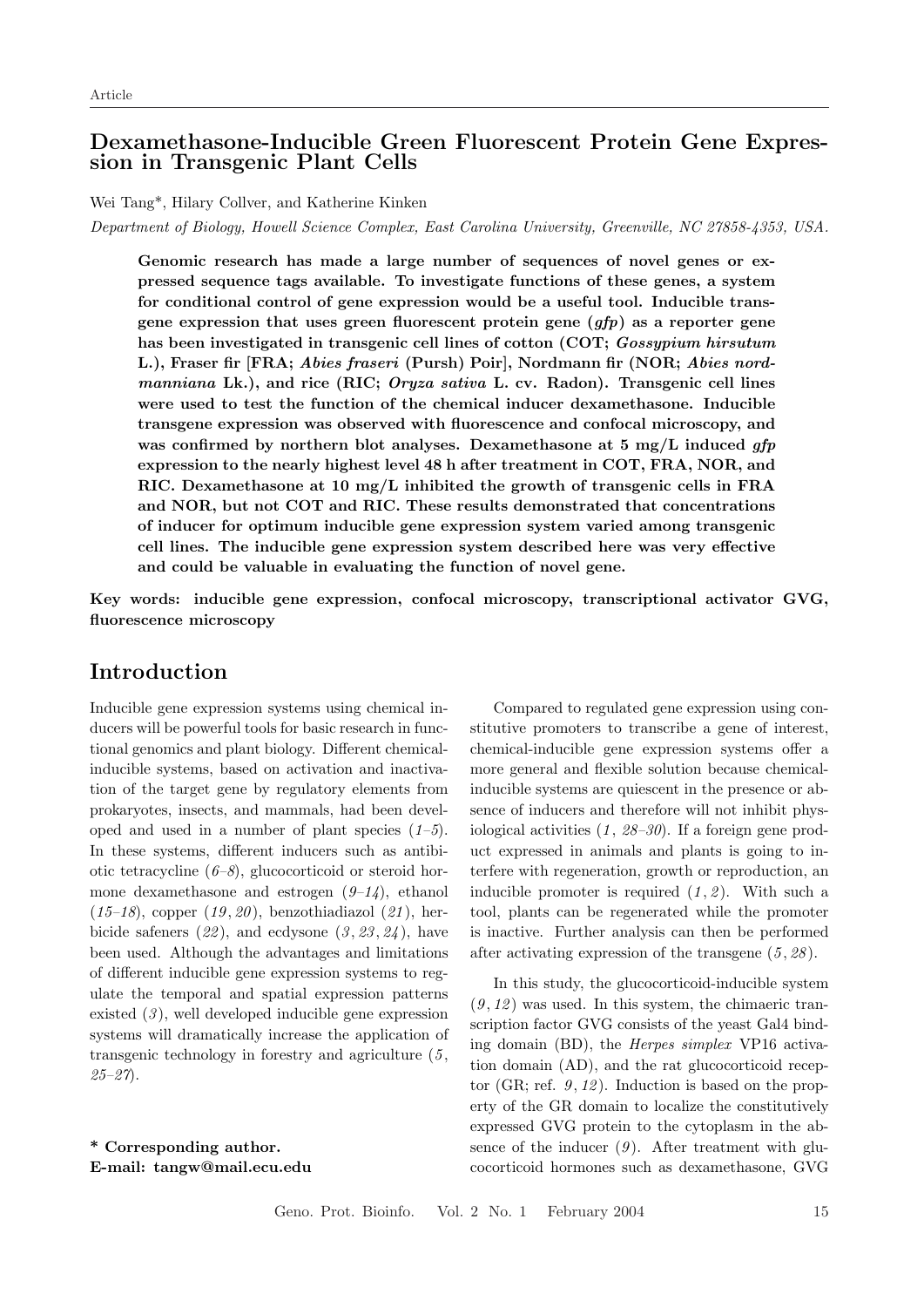Article

# Dexamethasone-Inducible Green Fluorescent Protein Gene Expression in Transgenic Plant Cells

Wei Tang*, Hilary Collver, and Katherine Kinken

*Department of Biology, Howell Science Complex, East Carolina University, Greenville, NC 27858-4353, USA.*

**Genomic research has made a large number of sequences of novel genes or expressed sequence tags available. To investigate functions of these genes, a system for conditional control of gene expression would be a useful tool. Inducible transgene expression that uses green fluorescent protein gene (*gfp*) as a reporter gene has been investigated in transgenic cell lines of cotton (COT; *Gossypium hirsutum* L.), Fraser fir [FRA; *Abies fraseri* (Pursh) Poir], Nordmann fir (NOR; *Abies nordmanniana* Lk.), and rice (RIC; *Oryza sativa* L. cv. Radon). Transgenic cell lines were used to test the function of the chemical inducer dexamethasone. Inducible transgene expression was observed with fluorescence and confocal microscopy, and was confirmed by northern blot analyses. Dexamethasone at 5 mg/L induced *gfp* expression to the nearly highest level 48 h after treatment in COT, FRA, NOR, and RIC. Dexamethasone at 10 mg/L inhibited the growth of transgenic cells in FRA and NOR, but not COT and RIC. These results demonstrated that concentrations of inducer for optimum inducible gene expression system varied among transgenic cell lines. The inducible gene expression system described here was very effective and could be valuable in evaluating the function of novel gene.**

**Key words: inducible gene expression, confocal microscopy, transcriptional activator GVG, fluorescence microscopy**

## Introduction

Inducible gene expression systems using chemical inducers will be powerful tools for basic research in functional genomics and plant biology. Different chemical-inducible systems, based on activation and inactivation of the target gene by regulatory elements from prokaryotes, insects, and mammals, had been developed and used in a number of plant species (*1–5*). In these systems, different inducers such as antibiotic tetracycline (*6–8*), glucocorticoid or steroid hormone dexamethasone and estrogen (*9–14*), ethanol (*15–18*), copper (*19*, *20*), benzothiadiazol (*21*), herbicide safeners (*22*), and ecdysone (*3*, *23*, *24*), have been used. Although the advantages and limitations of different inducible gene expression systems to regulate the temporal and spatial expression patterns existed (*3*), well developed inducible gene expression systems will dramatically increase the application of transgenic technology in forestry and agriculture (*5*, *25–27*).

Compared to regulated gene expression using constitutive promoters to transcribe a gene of interest, chemical-inducible gene expression systems offer a more general and flexible solution because chemical-inducible systems are quiescent in the presence or absence of inducers and therefore will not inhibit physiological activities (*1*, *28–30*). If a foreign gene product expressed in animals and plants is going to interfere with regeneration, growth or reproduction, an inducible promoter is required (*1*, *2*). With such a tool, plants can be regenerated while the promoter is inactive. Further analysis can then be performed after activating expression of the transgene (*5*, *28*).

In this study, the glucocorticoid-inducible system (*9*, *12*) was used. In this system, the chimaeric transcription factor GVG consists of the yeast Gal4 binding domain (BD), the *Herpes simplex* VP16 activation domain (AD), and the rat glucocorticoid receptor (GR; ref. *9*, *12*). Induction is based on the property of the GR domain to localize the constitutively expressed GVG protein to the cytoplasm in the absence of the inducer (*9*). After treatment with glucocorticoid hormones such as dexamethasone, GVG

**\* Corresponding author.**
**E-mail: tangw@mail.ecu.edu**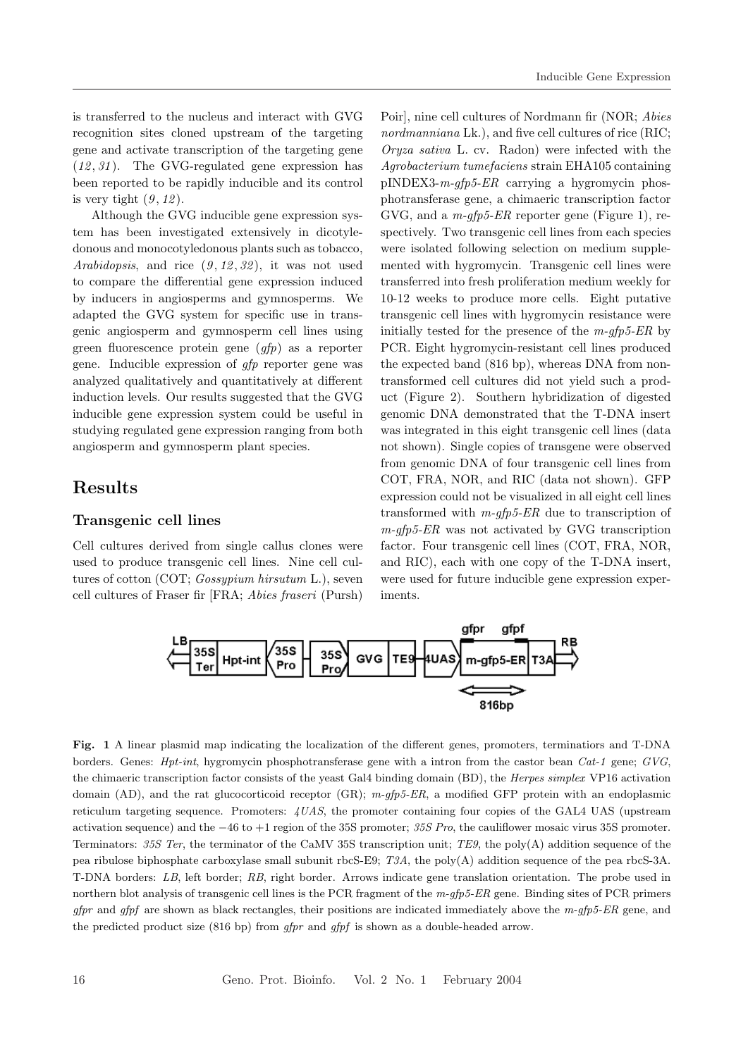is transferred to the nucleus and interact with GVG recognition sites cloned upstream of the targeting gene and activate transcription of the targeting gene (*12*, *31*). The GVG-regulated gene expression has been reported to be rapidly inducible and its control is very tight (*9*, *12*).

Although the GVG inducible gene expression system has been investigated extensively in dicotyledonous and monocotyledonous plants such as tobacco, *Arabidopsis*, and rice (*9*, *12*, *32*), it was not used to compare the differential gene expression induced by inducers in angiosperms and gymnosperms. We adapted the GVG system for specific use in transgenic angiosperm and gymnosperm cell lines using green fluorescence protein gene (*gfp*) as a reporter gene. Inducible expression of *gfp* reporter gene was analyzed qualitatively and quantitatively at different induction levels. Our results suggested that the GVG inducible gene expression system could be useful in studying regulated gene expression ranging from both angiosperm and gymnosperm plant species.

## Results

### Transgenic cell lines

Cell cultures derived from single callus clones were used to produce transgenic cell lines. Nine cell cultures of cotton (COT; *Gossypium hirsutum* L.), seven cell cultures of Fraser fir [FRA; *Abies fraseri* (Pursh) Poir], nine cell cultures of Nordmann fir (NOR; *Abies nordmanniana* Lk.), and five cell cultures of rice (RIC; *Oryza sativa* L. cv. Radon) were infected with the *Agrobacterium tumefaciens* strain EHA105 containing pINDEX3-*m-gfp5-ER* carrying a hygromycin phosphotransferase gene, a chimaeric transcription factor GVG, and a *m-gfp5-ER* reporter gene (Figure 1), respectively. Two transgenic cell lines from each species were isolated following selection on medium supplemented with hygromycin. Transgenic cell lines were transferred into fresh proliferation medium weekly for 10-12 weeks to produce more cells. Eight putative transgenic cell lines with hygromycin resistance were initially tested for the presence of the *m-gfp5-ER* by PCR. Eight hygromycin-resistant cell lines produced the expected band (816 bp), whereas DNA from non-transformed cell cultures did not yield such a product (Figure 2). Southern hybridization of digested genomic DNA demonstrated that the T-DNA insert was integrated in this eight transgenic cell lines (data not shown). Single copies of transgene were observed from genomic DNA of four transgenic cell lines from COT, FRA, NOR, and RIC (data not shown). GFP expression could not be visualized in all eight cell lines transformed with *m-gfp5-ER* due to transcription of *m-gfp5-ER* was not activated by GVG transcription factor. Four transgenic cell lines (COT, FRA, NOR, and RIC), each with one copy of the T-DNA insert, were used for future inducible gene expression experiments.

**Fig. 1** A linear plasmid map indicating the localization of the different genes, promoters, terminatiors and T-DNA borders. Genes: *Hpt-int*, hygromycin phosphotransferase gene with a intron from the castor bean *Cat-1* gene; *GVG*, the chimaeric transcription factor consists of the yeast Gal4 binding domain (BD), the *Herpes simplex* VP16 activation domain (AD), and the rat glucocorticoid receptor (GR); *m-gfp5-ER*, a modified GFP protein with an endoplasmic reticulum targeting sequence. Promoters: *4UAS*, the promoter containing four copies of the GAL4 UAS (upstream activation sequence) and the −46 to +1 region of the 35S promoter; *35S Pro*, the cauliflower mosaic virus 35S promoter. Terminators: *35S Ter*, the terminator of the CaMV 35S transcription unit; *TE9*, the poly(A) addition sequence of the pea ribulose biphosphate carboxylase small subunit rbcS-E9; *T3A*, the poly(A) addition sequence of the pea rbcS-3A. T-DNA borders: *LB*, left border; *RB*, right border. Arrows indicate gene translation orientation. The probe used in northern blot analysis of transgenic cell lines is the PCR fragment of the *m-gfp5-ER* gene. Binding sites of PCR primers *gfpr* and *gfpf* are shown as black rectangles, their positions are indicated immediately above the *m-gfp5-ER* gene, and the predicted product size (816 bp) from *gfpr* and *gfpf* is shown as a double-headed arrow.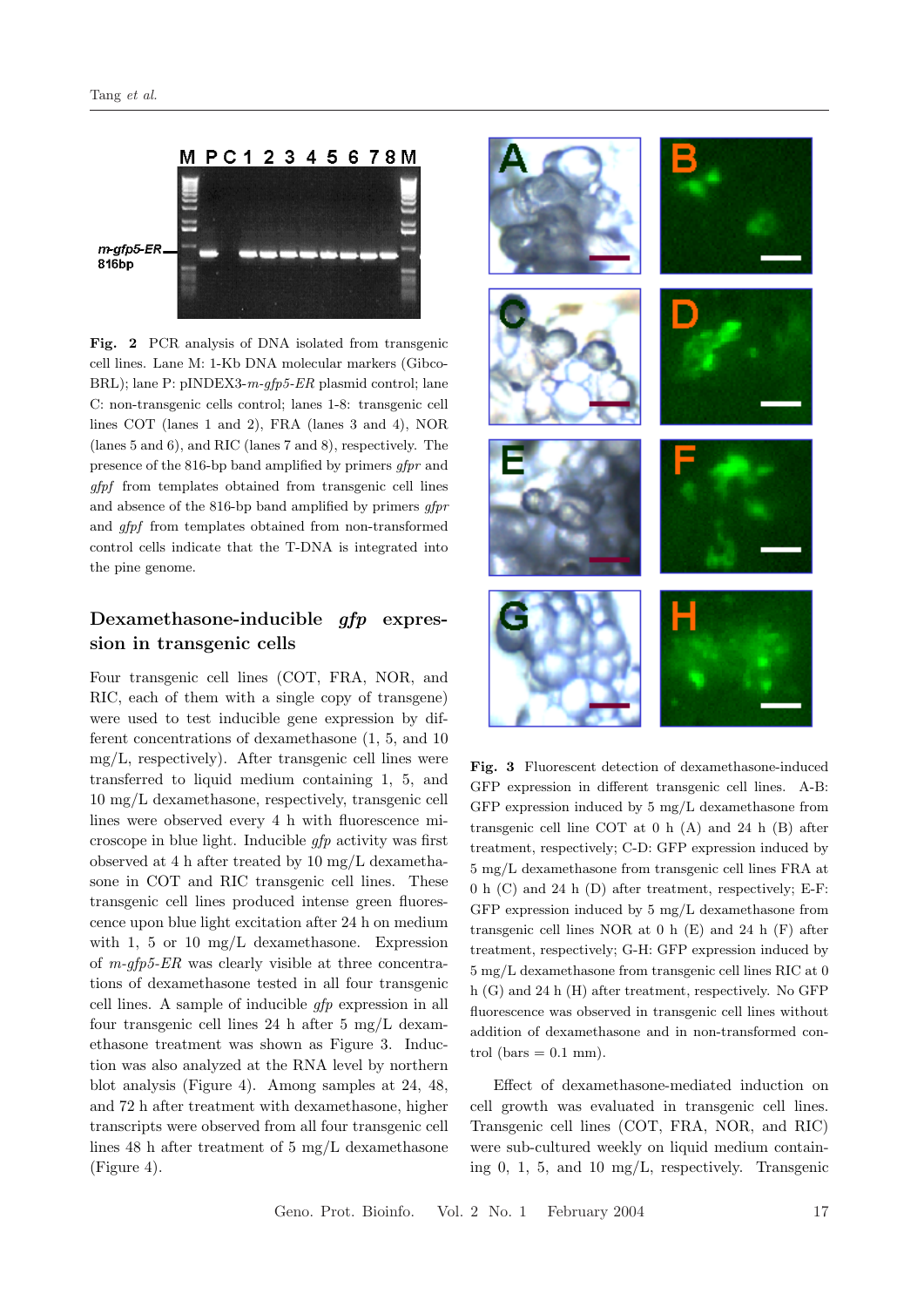**Fig. 2** PCR analysis of DNA isolated from transgenic cell lines. Lane M: 1-Kb DNA molecular markers (GibcoBRL); lane P: pINDEX3-*m-gfp5-ER* plasmid control; lane C: non-transgenic cells control; lanes 1-8: transgenic cell lines COT (lanes 1 and 2), FRA (lanes 3 and 4), NOR (lanes 5 and 6), and RIC (lanes 7 and 8), respectively. The presence of the 816-bp band amplified by primers *gfpr* and *gfpf* from templates obtained from transgenic cell lines and absence of the 816-bp band amplified by primers *gfpr* and *gfpf* from templates obtained from non-transformed control cells indicate that the T-DNA is integrated into the pine genome.

## Dexamethasone-inducible *gfp* expression in transgenic cells

Four transgenic cell lines (COT, FRA, NOR, and RIC, each of them with a single copy of transgene) were used to test inducible gene expression by different concentrations of dexamethasone (1, 5, and 10 mg/L, respectively). After transgenic cell lines were transferred to liquid medium containing 1, 5, and 10 mg/L dexamethasone, respectively, transgenic cell lines were observed every 4 h with fluorescence microscope in blue light. Inducible *gfp* activity was first observed at 4 h after treated by 10 mg/L dexamethasone in COT and RIC transgenic cell lines. These transgenic cell lines produced intense green fluorescence upon blue light excitation after 24 h on medium with 1, 5 or 10 mg/L dexamethasone. Expression of *m-gfp5-ER* was clearly visible at three concentrations of dexamethasone tested in all four transgenic cell lines. A sample of inducible *gfp* expression in all four transgenic cell lines 24 h after 5 mg/L dexamethasone treatment was shown as Figure 3. Induction was also analyzed at the RNA level by northern blot analysis (Figure 4). Among samples at 24, 48, and 72 h after treatment with dexamethasone, higher transcripts were observed from all four transgenic cell lines 48 h after treatment of 5 mg/L dexamethasone (Figure 4).

**Fig. 3** Fluorescent detection of dexamethasone-induced GFP expression in different transgenic cell lines. A-B: GFP expression induced by 5 mg/L dexamethasone from transgenic cell line COT at 0 h (A) and 24 h (B) after treatment, respectively; C-D: GFP expression induced by 5 mg/L dexamethasone from transgenic cell lines FRA at 0 h (C) and 24 h (D) after treatment, respectively; E-F: GFP expression induced by 5 mg/L dexamethasone from transgenic cell lines NOR at 0 h (E) and 24 h (F) after treatment, respectively; G-H: GFP expression induced by 5 mg/L dexamethasone from transgenic cell lines RIC at 0 h (G) and 24 h (H) after treatment, respectively. No GFP fluorescence was observed in transgenic cell lines without addition of dexamethasone and in non-transformed control (bars = 0.1 mm).

Effect of dexamethasone-mediated induction on cell growth was evaluated in transgenic cell lines. Transgenic cell lines (COT, FRA, NOR, and RIC) were sub-cultured weekly on liquid medium containing 0, 1, 5, and 10 mg/L, respectively. Transgenic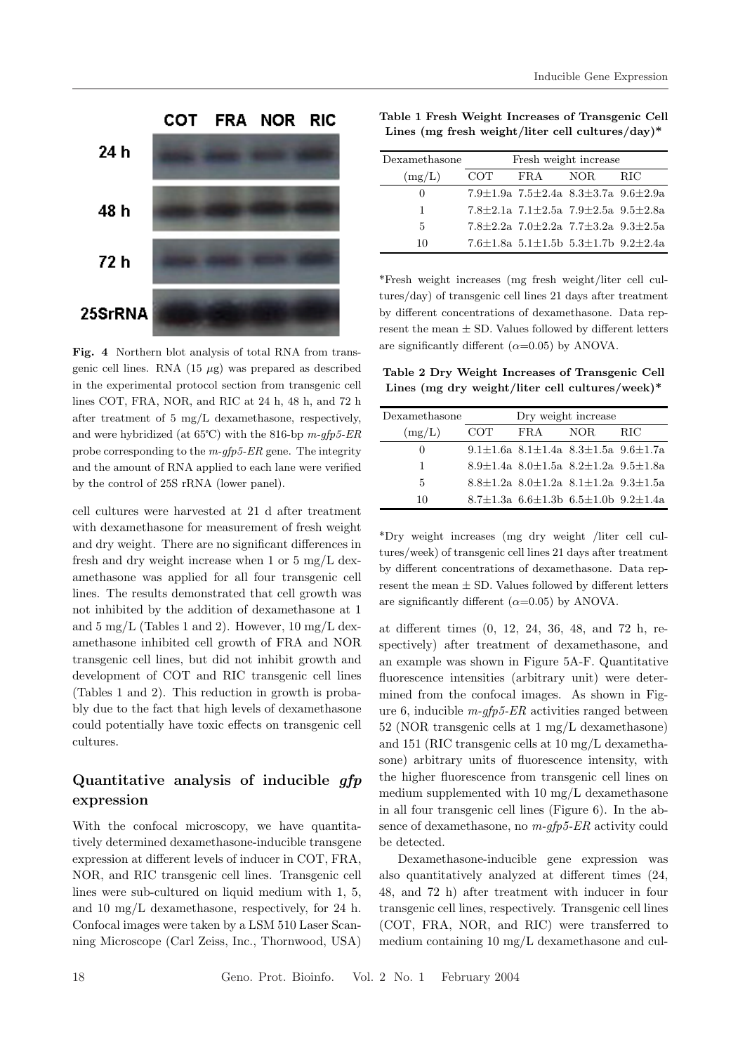**Fig. 4** Northern blot analysis of total RNA from transgenic cell lines. RNA (15 $\mu$g) was prepared as described in the experimental protocol section from transgenic cell lines COT, FRA, NOR, and RIC at 24 h, 48 h, and 72 h after treatment of 5 mg/L dexamethasone, respectively, and were hybridized (at 65°C) with the 816-bp *m-gfp5-ER* probe corresponding to the *m-gfp5-ER* gene. The integrity and the amount of RNA applied to each lane were verified by the control of 25S rRNA (lower panel).

cell cultures were harvested at 21 d after treatment with dexamethasone for measurement of fresh weight and dry weight. There are no significant differences in fresh and dry weight increase when 1 or 5 mg/L dexamethasone was applied for all four transgenic cell lines. The results demonstrated that cell growth was not inhibited by the addition of dexamethasone at 1 and 5 mg/L (Tables 1 and 2). However, 10 mg/L dexamethasone inhibited cell growth of FRA and NOR transgenic cell lines, but did not inhibit growth and development of COT and RIC transgenic cell lines (Tables 1 and 2). This reduction in growth is probably due to the fact that high levels of dexamethasone could potentially have toxic effects on transgenic cell cultures.

**Table 1 Fresh Weight Increases of Transgenic Cell Lines (mg fresh weight/liter cell cultures/day)***

| Dexamethasone | Fresh weight increase | | | |
|---|---|---|---|---|
| (mg/L) | COT | FRA | NOR | RIC |
| 0 | 7.9±1.9a | 7.5±2.4a | 8.3±3.7a | 9.6±2.9a |
| 1 | 7.8±2.1a | 7.1±2.5a | 7.9±2.5a | 9.5±2.8a |
| 5 | 7.8±2.2a | 7.0±2.2a | 7.7±3.2a | 9.3±2.5a |
| 10 | 7.6±1.8a | 5.1±1.5b | 5.3±1.7b | 9.2±2.4a |

*Fresh weight increases (mg fresh weight/liter cell cultures/day) of transgenic cell lines 21 days after treatment by different concentrations of dexamethasone. Data represent the mean ± SD. Values followed by different letters are significantly different ($\alpha$=0.05) by ANOVA.

**Table 2 Dry Weight Increases of Transgenic Cell Lines (mg dry weight/liter cell cultures/week)***

| Dexamethasone | Dry weight increase | | | |
|---|---|---|---|---|
| (mg/L) | COT | FRA | NOR | RIC |
| 0 | 9.1±1.6a | 8.1±1.4a | 8.3±1.5a | 9.6±1.7a |
| 1 | 8.9±1.4a | 8.0±1.5a | 8.2±1.2a | 9.5±1.8a |
| 5 | 8.8±1.2a | 8.0±1.2a | 8.1±1.2a | 9.3±1.5a |
| 10 | 8.7±1.3a | 6.6±1.3b | 6.5±1.0b | 9.2±1.4a |

*Dry weight increases (mg dry weight /liter cell cultures/week) of transgenic cell lines 21 days after treatment by different concentrations of dexamethasone. Data represent the mean ± SD. Values followed by different letters are significantly different ($\alpha$=0.05) by ANOVA.

## Quantitative analysis of inducible *gfp* expression

With the confocal microscopy, we have quantitatively determined dexamethasone-inducible transgene expression at different levels of inducer in COT, FRA, NOR, and RIC transgenic cell lines. Transgenic cell lines were sub-cultured on liquid medium with 1, 5, and 10 mg/L dexamethasone, respectively, for 24 h. Confocal images were taken by a LSM 510 Laser Scanning Microscope (Carl Zeiss, Inc., Thornwood, USA) at different times (0, 12, 24, 36, 48, and 72 h, respectively) after treatment of dexamethasone, and an example was shown in Figure 5A-F. Quantitative fluorescence intensities (arbitrary unit) were determined from the confocal images. As shown in Figure 6, inducible *m-gfp5-ER* activities ranged between 52 (NOR transgenic cells at 1 mg/L dexamethasone) and 151 (RIC transgenic cells at 10 mg/L dexamethasone) arbitrary units of fluorescence intensity, with the higher fluorescence from transgenic cell lines on medium supplemented with 10 mg/L dexamethasone in all four transgenic cell lines (Figure 6). In the absence of dexamethasone, no *m-gfp5-ER* activity could be detected.

Dexamethasone-inducible gene expression was also quantitatively analyzed at different times (24, 48, and 72 h) after treatment with inducer in four transgenic cell lines, respectively. Transgenic cell lines (COT, FRA, NOR, and RIC) were transferred to medium containing 10 mg/L dexamethasone and cul-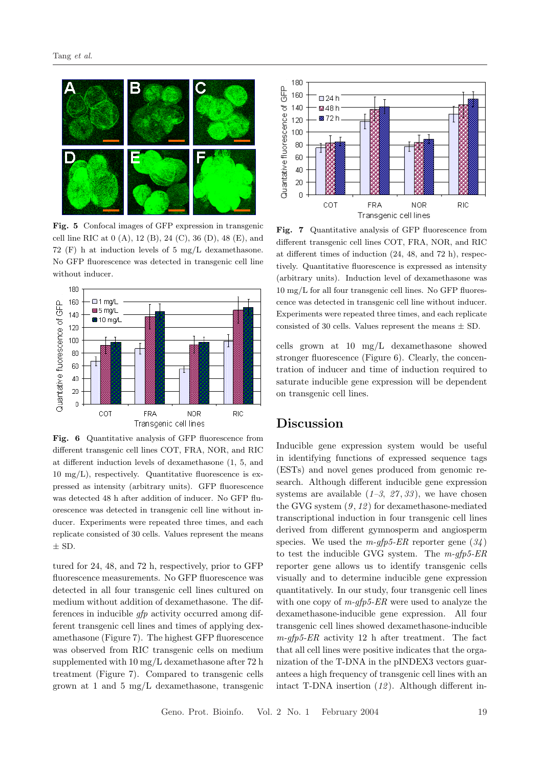Fig. 5 Confocal images of GFP expression in transgenic cell line RIC at 0 (A), 12 (B), 24 (C), 36 (D), 48 (E), and 72 (F) h at induction levels of 5 mg/L dexamethasone. No GFP fluorescence was detected in transgenic cell line without inducer.

Fig. 6 Quantitative analysis of GFP fluorescence from different transgenic cell lines COT, FRA, NOR, and RIC at different induction levels of dexamethasone (1, 5, and 10 mg/L), respectively. Quantitative fluorescence is expressed as intensity (arbitrary units). GFP fluorescence was detected 48 h after addition of inducer. No GFP fluorescence was detected in transgenic cell line without inducer. Experiments were repeated three times, and each replicate consisted of 30 cells. Values represent the means ± SD.

tured for 24, 48, and 72 h, respectively, prior to GFP fluorescence measurements. No GFP fluorescence was detected in all four transgenic cell lines cultured on medium without addition of dexamethasone. The differences in inducible *gfp* activity occurred among different transgenic cell lines and times of applying dexamethasone (Figure 7). The highest GFP fluorescence was observed from RIC transgenic cells on medium supplemented with 10 mg/L dexamethasone after 72 h treatment (Figure 7). Compared to transgenic cells grown at 1 and 5 mg/L dexamethasone, transgenic cells grown at 10 mg/L dexamethasone showed stronger fluorescence (Figure 6). Clearly, the concentration of inducer and time of induction required to saturate inducible gene expression will be dependent on transgenic cell lines.

Fig. 7 Quantitative analysis of GFP fluorescence from different transgenic cell lines COT, FRA, NOR, and RIC at different times of induction (24, 48, and 72 h), respectively. Quantitative fluorescence is expressed as intensity (arbitrary units). Induction level of dexamethasone was 10 mg/L for all four transgenic cell lines. No GFP fluorescence was detected in transgenic cell line without inducer. Experiments were repeated three times, and each replicate consisted of 30 cells. Values represent the means ± SD.

## Discussion

Inducible gene expression system would be useful in identifying functions of expressed sequence tags (ESTs) and novel genes produced from genomic research. Although different inducible gene expression systems are available (*1–3*, *27*, *33*), we have chosen the GVG system (*9*, *12*) for dexamethasone-mediated transcriptional induction in four transgenic cell lines derived from different gymnosperm and angiosperm species. We used the *m-gfp5-ER* reporter gene (*34*) to test the inducible GVG system. The *m-gfp5-ER* reporter gene allows us to identify transgenic cells visually and to determine inducible gene expression quantitatively. In our study, four transgenic cell lines with one copy of *m-gfp5-ER* were used to analyze the dexamethasone-inducible gene expression. All four transgenic cell lines showed dexamethasone-inducible *m-gfp5-ER* activity 12 h after treatment. The fact that all cell lines were positive indicates that the organization of the T-DNA in the pINDEX3 vectors guarantees a high frequency of transgenic cell lines with an intact T-DNA insertion (*12*). Although different in-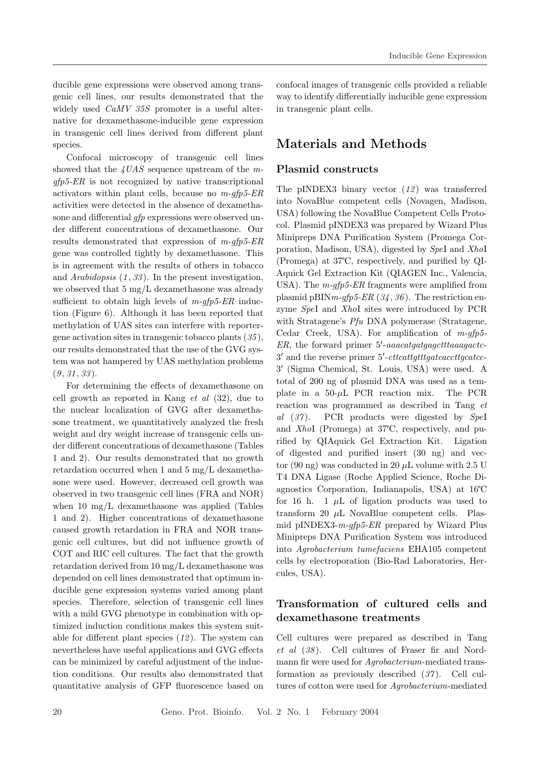ducible gene expressions were observed among transgenic cell lines, our results demonstrated that the widely used *CaMV 35S* promoter is a useful alternative for dexamethasone-inducible gene expression in transgenic cell lines derived from different plant species.

Confocal microscopy of transgenic cell lines showed that the *4UAS* sequence upstream of the *m-gfp5-ER* is not recognized by native transcriptional activators within plant cells, because no *m-gfp5-ER* activities were detected in the absence of dexamethasone and differential *gfp* expressions were observed under different concentrations of dexamethasone. Our results demonstrated that expression of *m-gfp5-ER* gene was controlled tightly by dexamethasone. This is in agreement with the results of others in tobacco and *Arabidopsis* (*1*, *33*). In the present investigation, we observed that 5 mg/L dexamethasone was already sufficient to obtain high levels of *m-gfp5-ER* induction (Figure 6). Although it has been reported that methylation of UAS sites can interfere with reporter-gene activation sites in transgenic tobacco plants (*35*), our results demonstrated that the use of the GVG system was not hampered by UAS methylation problems (*9*, *31*, *33*).

For determining the effects of dexamethasone on cell growth as reported in Kang *et al* (32), due to the nuclear localization of GVG after dexamethasone treatment, we quantitatively analyzed the fresh weight and dry weight increase of transgenic cells under different concentrations of dexamethasone (Tables 1 and 2). Our results demonstrated that no growth retardation occurred when 1 and 5 mg/L dexamethasone were used. However, decreased cell growth was observed in two transgenic cell lines (FRA and NOR) when 10 mg/L dexamethasone was applied (Tables 1 and 2). Higher concentrations of dexamethasone caused growth retardation in FRA and NOR transgenic cell cultures, but did not influence growth of COT and RIC cell cultures. The fact that the growth retardation derived from 10 mg/L dexamethasone was depended on cell lines demonstrated that optimum inducible gene expression systems varied among plant species. Therefore, selection of transgenic cell lines with a mild GVG phenotype in combination with optimized induction conditions makes this system suitable for different plant species (*12*). The system can nevertheless have useful applications and GVG effects can be minimized by careful adjustment of the induction conditions. Our results also demonstrated that quantitative analysis of GFP fluorescence based on confocal images of transgenic cells provided a reliable way to identify differentially inducible gene expression in transgenic plant cells.

## Materials and Methods

### Plasmid constructs

The pINDEX3 binary vector (*12*) was transferred into NovaBlue competent cells (Novagen, Madison, USA) following the NovaBlue Competent Cells Protocol. Plasmid pINDEX3 was prepared by Wizard Plus Minipreps DNA Purification System (Promega Corporation, Madison, USA), digested by *Spe*I and *Xho*I (Promega) at 37℃, respectively, and purified by QIAquick Gel Extraction Kit (QIAGEN Inc., Valencia, USA). The *m-gfp5-ER* fragments were amplified from plasmid pBIN*m-gfp5-ER* (*34*, *36*). The restriction enzyme *Spe*I and *Xho*I sites were introduced by PCR with Stratagene's *Pfu* DNA polymerase (Stratagene, Cedar Creek, USA). For amplification of *m-gfp5-ER*, the forward primer 5′-*aaacatgatgagctttaaagactc*-3′ and the reverse primer 5′-*cttcattgtttgatcaccttgcatcc*-3′ (Sigma Chemical, St. Louis, USA) were used. A total of 200 ng of plasmid DNA was used as a template in a 50-$\mu$L PCR reaction mix. The PCR reaction was programmed as described in Tang *et al* (*37*). PCR products were digested by *Spe*I and *Xho*I (Promega) at 37℃, respectively, and purified by QIAquick Gel Extraction Kit. Ligation of digested and purified insert (30 ng) and vector (90 ng) was conducted in 20 $\mu$L volume with 2.5 U T4 DNA Ligase (Roche Applied Science, Roche Diagnostics Corporation, Indianapolis, USA) at 16℃ for 16 h. 1 $\mu$L of ligation products was used to transform 20 $\mu$L NovaBlue competent cells. Plasmid pINDEX3-*m-gfp5-ER* prepared by Wizard Plus Minipreps DNA Purification System was introduced into *Agrobacterium tumefaciens* EHA105 competent cells by electroporation (Bio-Rad Laboratories, Hercules, USA).

### Transformation of cultured cells and dexamethasone treatments

Cell cultures were prepared as described in Tang *et al* (*38*). Cell cultures of Fraser fir and Nordmann fir were used for *Agrobacterium*-mediated transformation as previously described (*37*). Cell cultures of cotton were used for *Agrobacterium*-mediated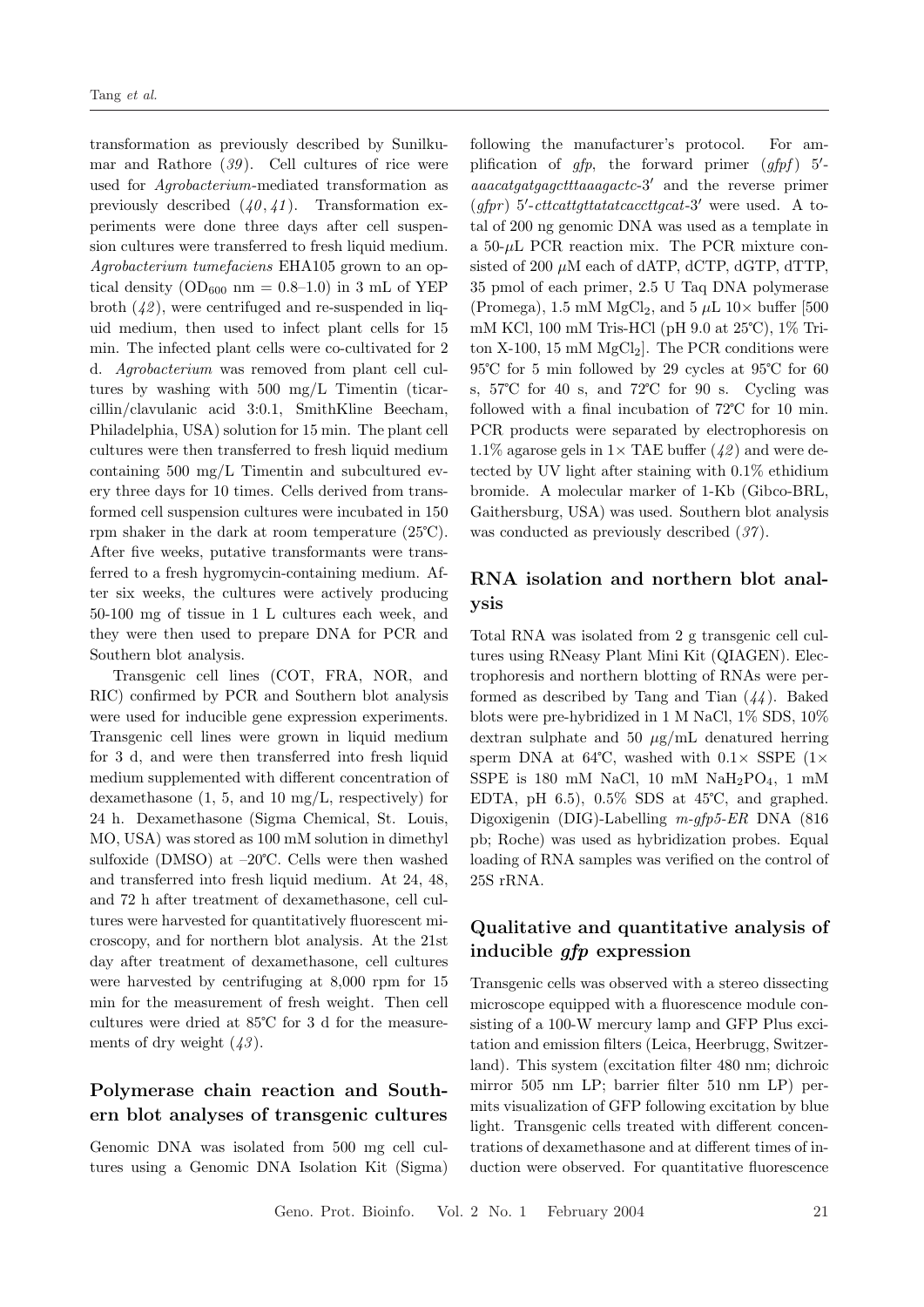transformation as previously described by Sunilkumar and Rathore (*39*). Cell cultures of rice were used for *Agrobacterium*-mediated transformation as previously described (*40*, *41*). Transformation experiments were done three days after cell suspension cultures were transferred to fresh liquid medium. *Agrobacterium tumefaciens* EHA105 grown to an optical density ($OD_{600}$ nm = 0.8–1.0) in 3 mL of YEP broth (*42*), were centrifuged and re-suspended in liquid medium, then used to infect plant cells for 15 min. The infected plant cells were co-cultivated for 2 d. *Agrobacterium* was removed from plant cell cultures by washing with 500 mg/L Timentin (ticarcillin/clavulanic acid 3:0.1, SmithKline Beecham, Philadelphia, USA) solution for 15 min. The plant cell cultures were then transferred to fresh liquid medium containing 500 mg/L Timentin and subcultured every three days for 10 times. Cells derived from transformed cell suspension cultures were incubated in 150 rpm shaker in the dark at room temperature (25℃). After five weeks, putative transformants were transferred to a fresh hygromycin-containing medium. After six weeks, the cultures were actively producing 50-100 mg of tissue in 1 L cultures each week, and they were then used to prepare DNA for PCR and Southern blot analysis.

Transgenic cell lines (COT, FRA, NOR, and RIC) confirmed by PCR and Southern blot analysis were used for inducible gene expression experiments. Transgenic cell lines were grown in liquid medium for 3 d, and were then transferred into fresh liquid medium supplemented with different concentration of dexamethasone (1, 5, and 10 mg/L, respectively) for 24 h. Dexamethasone (Sigma Chemical, St. Louis, MO, USA) was stored as 100 mM solution in dimethyl sulfoxide (DMSO) at –20℃. Cells were then washed and transferred into fresh liquid medium. At 24, 48, and 72 h after treatment of dexamethasone, cell cultures were harvested for quantitatively fluorescent microscopy, and for northern blot analysis. At the 21st day after treatment of dexamethasone, cell cultures were harvested by centrifuging at 8,000 rpm for 15 min for the measurement of fresh weight. Then cell cultures were dried at 85℃ for 3 d for the measurements of dry weight (*43*).

## Polymerase chain reaction and Southern blot analyses of transgenic cultures

Genomic DNA was isolated from 500 mg cell cultures using a Genomic DNA Isolation Kit (Sigma) following the manufacturer's protocol. For amplification of *gfp*, the forward primer (*gfpf*) 5′-*aaacatgatgagctttaaagactc*-3′ and the reverse primer (*gfpr*) 5′-*cttcattgttatatcaccttgcat*-3′ were used. A total of 200 ng genomic DNA was used as a template in a 50-μL PCR reaction mix. The PCR mixture consisted of 200 μM each of dATP, dCTP, dGTP, dTTP, 35 pmol of each primer, 2.5 U Taq DNA polymerase (Promega), 1.5 mM $MgCl_2$, and 5 μL 10× buffer [500 mM KCl, 100 mM Tris-HCl (pH 9.0 at 25℃), 1% Triton X-100, 15 mM $MgCl_2$]. The PCR conditions were 95℃ for 5 min followed by 29 cycles at 95℃ for 60 s, 57℃ for 40 s, and 72℃ for 90 s. Cycling was followed with a final incubation of 72℃ for 10 min. PCR products were separated by electrophoresis on 1.1% agarose gels in 1× TAE buffer (*42*) and were detected by UV light after staining with 0.1% ethidium bromide. A molecular marker of 1-Kb (Gibco-BRL, Gaithersburg, USA) was used. Southern blot analysis was conducted as previously described (*37*).

## RNA isolation and northern blot analysis

Total RNA was isolated from 2 g transgenic cell cultures using RNeasy Plant Mini Kit (QIAGEN). Electrophoresis and northern blotting of RNAs were performed as described by Tang and Tian (*44*). Baked blots were pre-hybridized in 1 M NaCl, 1% SDS, 10% dextran sulphate and 50 μg/mL denatured herring sperm DNA at 64℃, washed with 0.1× SSPE (1× SSPE is 180 mM NaCl, 10 mM $NaH_2PO_4$, 1 mM EDTA, pH 6.5), 0.5% SDS at 45℃, and graphed. Digoxigenin (DIG)-Labelling *m-gfp5-ER* DNA (816 pb; Roche) was used as hybridization probes. Equal loading of RNA samples was verified on the control of 25S rRNA.

## Qualitative and quantitative analysis of inducible *gfp* expression

Transgenic cells was observed with a stereo dissecting microscope equipped with a fluorescence module consisting of a 100-W mercury lamp and GFP Plus excitation and emission filters (Leica, Heerbrugg, Switzerland). This system (excitation filter 480 nm; dichroic mirror 505 nm LP; barrier filter 510 nm LP) permits visualization of GFP following excitation by blue light. Transgenic cells treated with different concentrations of dexamethasone and at different times of induction were observed. For quantitative fluorescence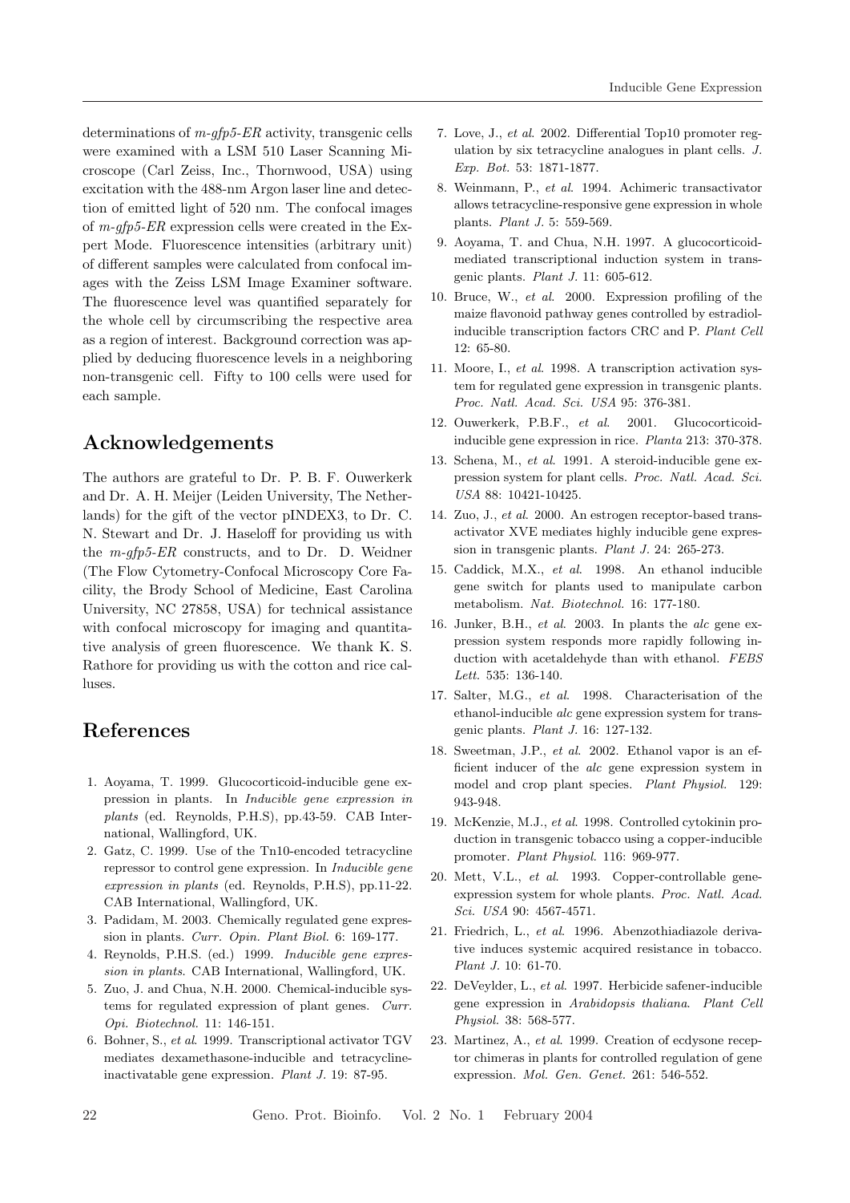determinations of *m-gfp5-ER* activity, transgenic cells were examined with a LSM 510 Laser Scanning Microscope (Carl Zeiss, Inc., Thornwood, USA) using excitation with the 488-nm Argon laser line and detection of emitted light of 520 nm. The confocal images of *m-gfp5-ER* expression cells were created in the Expert Mode. Fluorescence intensities (arbitrary unit) of different samples were calculated from confocal images with the Zeiss LSM Image Examiner software. The fluorescence level was quantified separately for the whole cell by circumscribing the respective area as a region of interest. Background correction was applied by deducing fluorescence levels in a neighboring non-transgenic cell. Fifty to 100 cells were used for each sample.

## Acknowledgements

The authors are grateful to Dr. P. B. F. Ouwerkerk and Dr. A. H. Meijer (Leiden University, The Netherlands) for the gift of the vector pINDEX3, to Dr. C. N. Stewart and Dr. J. Haseloff for providing us with the *m-gfp5-ER* constructs, and to Dr. D. Weidner (The Flow Cytometry-Confocal Microscopy Core Facility, the Brody School of Medicine, East Carolina University, NC 27858, USA) for technical assistance with confocal microscopy for imaging and quantitative analysis of green fluorescence. We thank K. S. Rathore for providing us with the cotton and rice calluses.

## References

1. Aoyama, T. 1999. Glucocorticoid-inducible gene expression in plants. In *Inducible gene expression in plants* (ed. Reynolds, P.H.S), pp.43-59. CAB International, Wallingford, UK.
2. Gatz, C. 1999. Use of the Tn10-encoded tetracycline repressor to control gene expression. In *Inducible gene expression in plants* (ed. Reynolds, P.H.S), pp.11-22. CAB International, Wallingford, UK.
3. Padidam, M. 2003. Chemically regulated gene expression in plants. *Curr. Opin. Plant Biol.* 6: 169-177.
4. Reynolds, P.H.S. (ed.) 1999. *Inducible gene expression in plants*. CAB International, Wallingford, UK.
5. Zuo, J. and Chua, N.H. 2000. Chemical-inducible systems for regulated expression of plant genes. *Curr. Opi. Biotechnol.* 11: 146-151.
6. Bohner, S., *et al*. 1999. Transcriptional activator TGV mediates dexamethasone-inducible and tetracycline-inactivatable gene expression. *Plant J.* 19: 87-95.
7. Love, J., *et al*. 2002. Differential Top10 promoter regulation by six tetracycline analogues in plant cells. *J. Exp. Bot.* 53: 1871-1877.
8. Weinmann, P., *et al*. 1994. Achimeric transactivator allows tetracycline-responsive gene expression in whole plants. *Plant J.* 5: 559-569.
9. Aoyama, T. and Chua, N.H. 1997. A glucocorticoid-mediated transcriptional induction system in transgenic plants. *Plant J.* 11: 605-612.
10. Bruce, W., *et al*. 2000. Expression profiling of the maize flavonoid pathway genes controlled by estradiol-inducible transcription factors CRC and P. *Plant Cell* 12: 65-80.
11. Moore, I., *et al*. 1998. A transcription activation system for regulated gene expression in transgenic plants. *Proc. Natl. Acad. Sci. USA* 95: 376-381.
12. Ouwerkerk, P.B.F., *et al*. 2001. Glucocorticoid-inducible gene expression in rice. *Planta* 213: 370-378.
13. Schena, M., *et al*. 1991. A steroid-inducible gene expression system for plant cells. *Proc. Natl. Acad. Sci. USA* 88: 10421-10425.
14. Zuo, J., *et al*. 2000. An estrogen receptor-based transactivator XVE mediates highly inducible gene expression in transgenic plants. *Plant J.* 24: 265-273.
15. Caddick, M.X., *et al*. 1998. An ethanol inducible gene switch for plants used to manipulate carbon metabolism. *Nat. Biotechnol.* 16: 177-180.
16. Junker, B.H., *et al*. 2003. In plants the *alc* gene expression system responds more rapidly following induction with acetaldehyde than with ethanol. *FEBS Lett.* 535: 136-140.
17. Salter, M.G., *et al.* 1998. Characterisation of the ethanol-inducible *alc* gene expression system for transgenic plants. *Plant J.* 16: 127-132.
18. Sweetman, J.P., *et al*. 2002. Ethanol vapor is an efficient inducer of the *alc* gene expression system in model and crop plant species. *Plant Physiol.* 129: 943-948.
19. McKenzie, M.J., *et al*. 1998. Controlled cytokinin production in transgenic tobacco using a copper-inducible promoter. *Plant Physiol.* 116: 969-977.
20. Mett, V.L., *et al.* 1993. Copper-controllable gene-expression system for whole plants. *Proc. Natl. Acad. Sci. USA* 90: 4567-4571.
21. Friedrich, L., *et al*. 1996. Abenzothiadiazole derivative induces systemic acquired resistance in tobacco. *Plant J.* 10: 61-70.
22. DeVeylder, L., *et al*. 1997. Herbicide safener-inducible gene expression in *Arabidopsis thaliana*. *Plant Cell Physiol.* 38: 568-577.
23. Martinez, A., *et al*. 1999. Creation of ecdysone receptor chimeras in plants for controlled regulation of gene expression. *Mol. Gen. Genet.* 261: 546-552.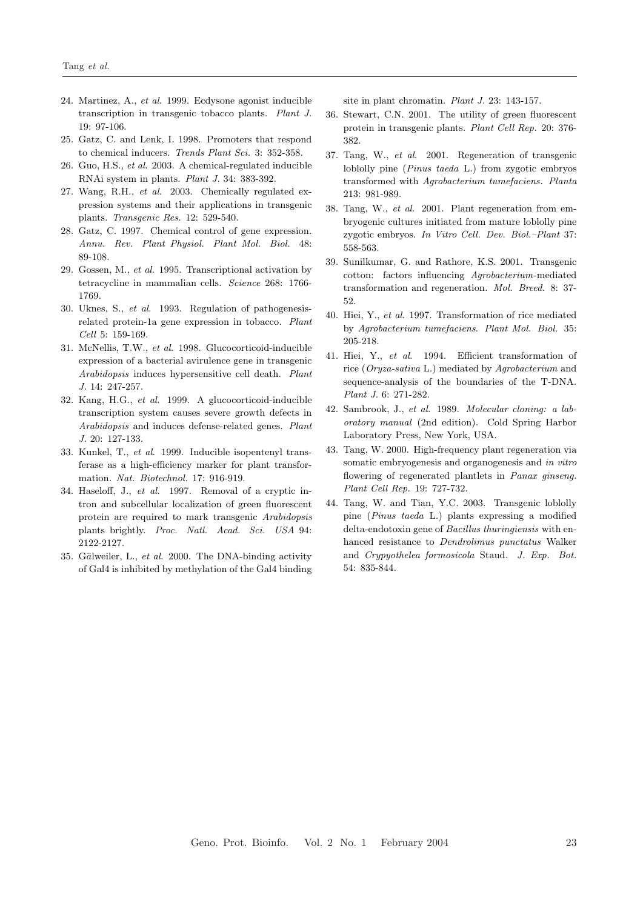24. Martinez, A., *et al.* 1999. Ecdysone agonist inducible transcription in transgenic tobacco plants. *Plant J.* 19: 97-106.
25. Gatz, C. and Lenk, I. 1998. Promoters that respond to chemical inducers. *Trends Plant Sci.* 3: 352-358.
26. Guo, H.S., *et al.* 2003. A chemical-regulated inducible RNAi system in plants. *Plant J.* 34: 383-392.
27. Wang, R.H., *et al.* 2003. Chemically regulated expression systems and their applications in transgenic plants. *Transgenic Res.* 12: 529-540.
28. Gatz, C. 1997. Chemical control of gene expression. *Annu. Rev. Plant Physiol. Plant Mol. Biol.* 48: 89-108.
29. Gossen, M., *et al.* 1995. Transcriptional activation by tetracycline in mammalian cells. *Science* 268: 1766-1769.
30. Uknes, S., *et al.* 1993. Regulation of pathogenesis-related protein-1a gene expression in tobacco. *Plant Cell* 5: 159-169.
31. McNellis, T.W., *et al.* 1998. Glucocorticoid-inducible expression of a bacterial avirulence gene in transgenic *Arabidopsis* induces hypersensitive cell death. *Plant J.* 14: 247-257.
32. Kang, H.G., *et al.* 1999. A glucocorticoid-inducible transcription system causes severe growth defects in *Arabidopsis* and induces defense-related genes. *Plant J.* 20: 127-133.
33. Kunkel, T., *et al.* 1999. Inducible isopentenyl transferase as a high-efficiency marker for plant transformation. *Nat. Biotechnol.* 17: 916-919.
34. Haseloff, J., *et al.* 1997. Removal of a cryptic intron and subcellular localization of green fluorescent protein are required to mark transgenic *Arabidopsis* plants brightly. *Proc. Natl. Acad. Sci. USA* 94: 2122-2127.
35. Gälweiler, L., *et al.* 2000. The DNA-binding activity of Gal4 is inhibited by methylation of the Gal4 binding site in plant chromatin. *Plant J.* 23: 143-157.
36. Stewart, C.N. 2001. The utility of green fluorescent protein in transgenic plants. *Plant Cell Rep.* 20: 376-382.
37. Tang, W., *et al.* 2001. Regeneration of transgenic loblolly pine (*Pinus taeda* L.) from zygotic embryos transformed with *Agrobacterium tumefaciens*. *Planta* 213: 981-989.
38. Tang, W., *et al.* 2001. Plant regeneration from embryogenic cultures initiated from mature loblolly pine zygotic embryos. *In Vitro Cell. Dev. Biol.–Plant* 37: 558-563.
39. Sunilkumar, G. and Rathore, K.S. 2001. Transgenic cotton: factors influencing *Agrobacterium*-mediated transformation and regeneration. *Mol. Breed.* 8: 37-52.
40. Hiei, Y., *et al.* 1997. Transformation of rice mediated by *Agrobacterium tumefaciens*. *Plant Mol. Biol.* 35: 205-218.
41. Hiei, Y., *et al.* 1994. Efficient transformation of rice (*Oryza-sativa* L.) mediated by *Agrobacterium* and sequence-analysis of the boundaries of the T-DNA. *Plant J.* 6: 271-282.
42. Sambrook, J., *et al.* 1989. *Molecular cloning: a laboratory manual* (2nd edition). Cold Spring Harbor Laboratory Press, New York, USA.
43. Tang, W. 2000. High-frequency plant regeneration via somatic embryogenesis and organogenesis and *in vitro* flowering of regenerated plantlets in *Panax ginseng*. *Plant Cell Rep.* 19: 727-732.
44. Tang, W. and Tian, Y.C. 2003. Transgenic loblolly pine (*Pinus taeda* L.) plants expressing a modified delta-endotoxin gene of *Bacillus thuringiensis* with enhanced resistance to *Dendrolimus punctatus* Walker and *Crypyothelea formosicola* Staud. *J. Exp. Bot.* 54: 835-844.